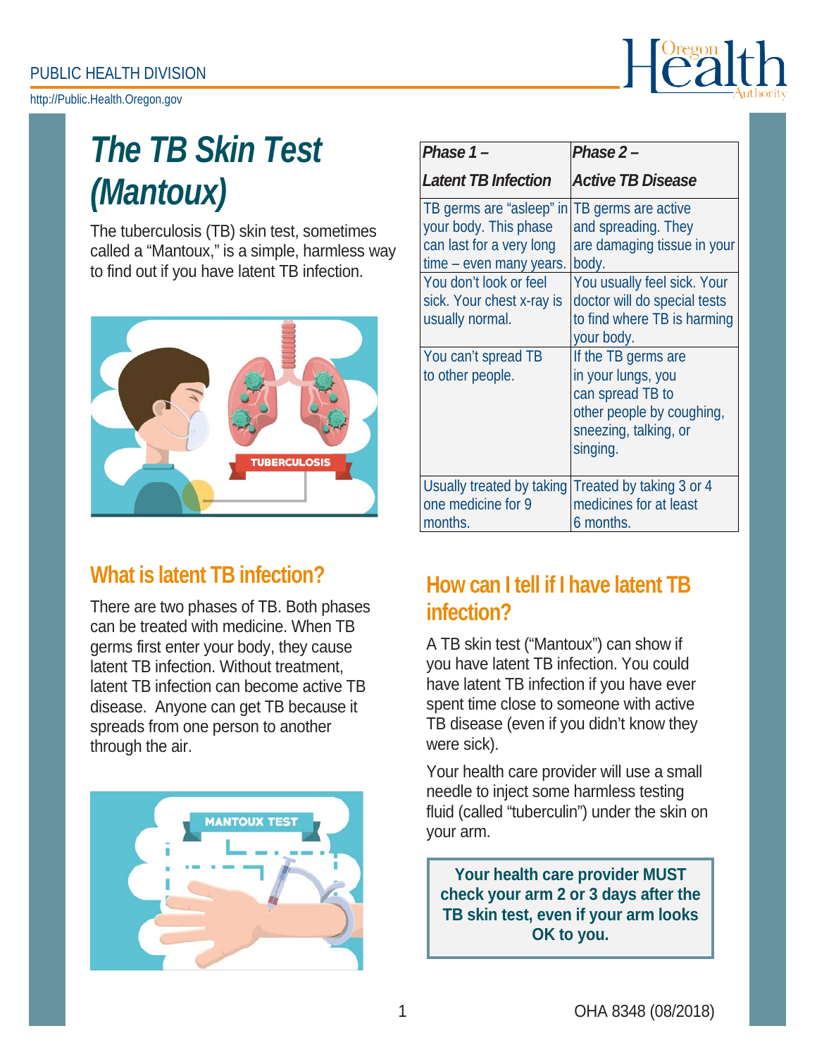PUBLIC HEALTH DIVISION

http://Public.Health.Oregon.gov

# *The TB Skin Test (Mantoux)*

The tuberculosis (TB) skin test, sometimes called a "Mantoux," is a simple, harmless way to find out if you have latent TB infection.

## What is latent TB infection?

There are two phases of TB. Both phases can be treated with medicine. When TB germs first enter your body, they cause latent TB infection. Without treatment, latent TB infection can become active TB disease. Anyone can get TB because it spreads from one person to another through the air.

| *Phase 1 – Latent TB Infection* | *Phase 2 – Active TB Disease* |
| --- | --- |
| TB germs are "asleep" in your body. This phase can last for a very long time – even many years. | TB germs are active and spreading. They are damaging tissue in your body. |
| You don't look or feel sick. Your chest x-ray is usually normal. | You usually feel sick. Your doctor will do special tests to find where TB is harming your body. |
| You can't spread TB to other people. | If the TB germs are in your lungs, you can spread TB to other people by coughing, sneezing, talking, or singing. |
| Usually treated by taking one medicine for 9 months. | Treated by taking 3 or 4 medicines for at least 6 months. |

## How can I tell if I have latent TB infection?

A TB skin test ("Mantoux") can show if you have latent TB infection. You could have latent TB infection if you have ever spent time close to someone with active TB disease (even if you didn't know they were sick).

Your health care provider will use a small needle to inject some harmless testing fluid (called "tuberculin") under the skin on your arm.

**Your health care provider MUST check your arm 2 or 3 days after the TB skin test, even if your arm looks OK to you.**

OHA 8348 (08/2018)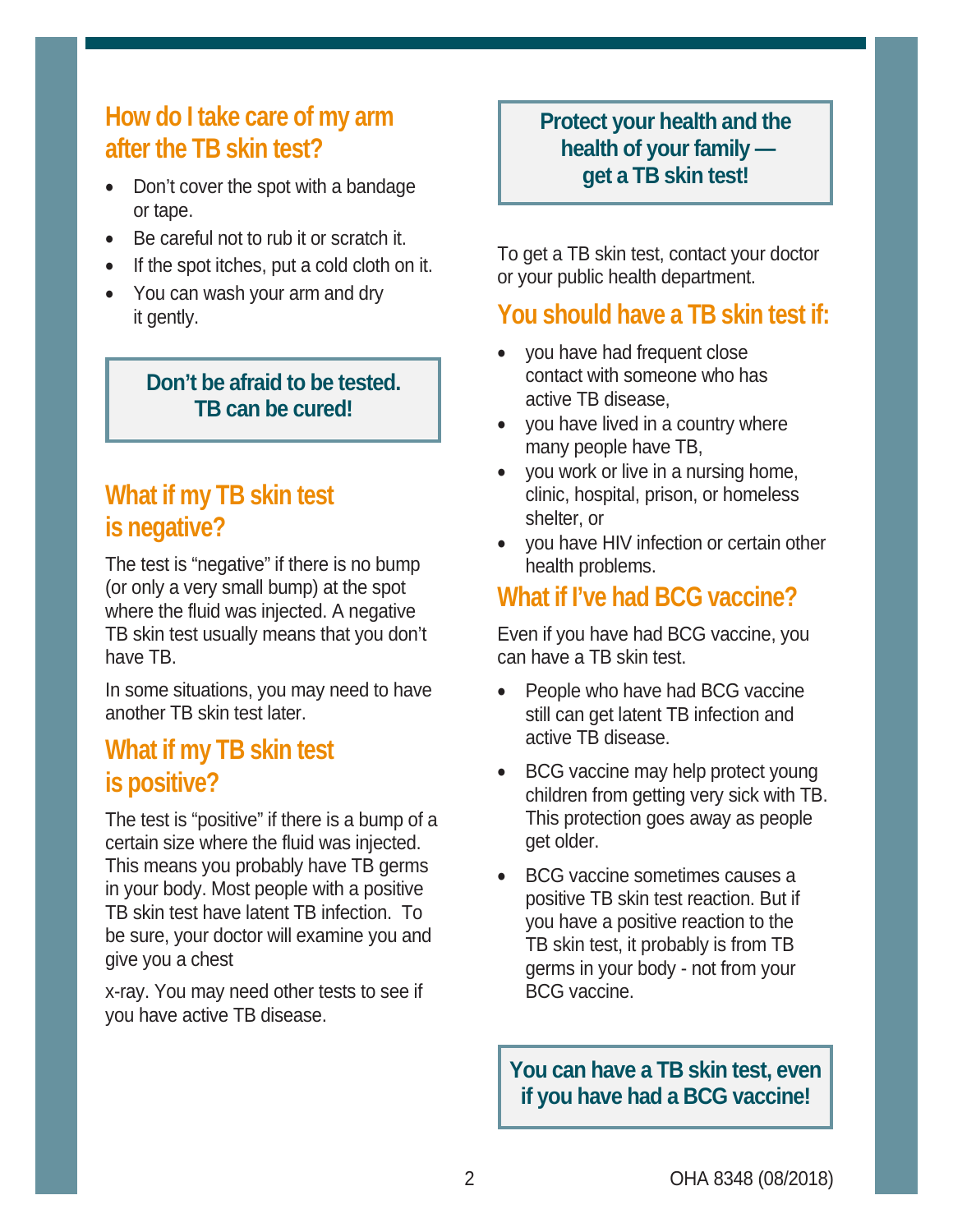## How do I take care of my arm after the TB skin test?

- Don't cover the spot with a bandage or tape.
- Be careful not to rub it or scratch it.
- If the spot itches, put a cold cloth on it.
- You can wash your arm and dry it gently.

**Don't be afraid to be tested. TB can be cured!**

## What if my TB skin test is negative?

The test is "negative" if there is no bump (or only a very small bump) at the spot where the fluid was injected. A negative TB skin test usually means that you don't have TB.

In some situations, you may need to have another TB skin test later.

## What if my TB skin test is positive?

The test is "positive" if there is a bump of a certain size where the fluid was injected. This means you probably have TB germs in your body. Most people with a positive TB skin test have latent TB infection. To be sure, your doctor will examine you and give you a chest x-ray. You may need other tests to see if you have active TB disease.

**Protect your health and the health of your family — get a TB skin test!**

To get a TB skin test, contact your doctor or your public health department.

## You should have a TB skin test if:

- you have had frequent close contact with someone who has active TB disease,
- you have lived in a country where many people have TB,
- you work or live in a nursing home, clinic, hospital, prison, or homeless shelter, or
- you have HIV infection or certain other health problems.

## What if I've had BCG vaccine?

Even if you have had BCG vaccine, you can have a TB skin test.

- People who have had BCG vaccine still can get latent TB infection and active TB disease.
- BCG vaccine may help protect young children from getting very sick with TB. This protection goes away as people get older.
- BCG vaccine sometimes causes a positive TB skin test reaction. But if you have a positive reaction to the TB skin test, it probably is from TB germs in your body - not from your BCG vaccine.

**You can have a TB skin test, even if you have had a BCG vaccine!**

OHA 8348 (08/2018)